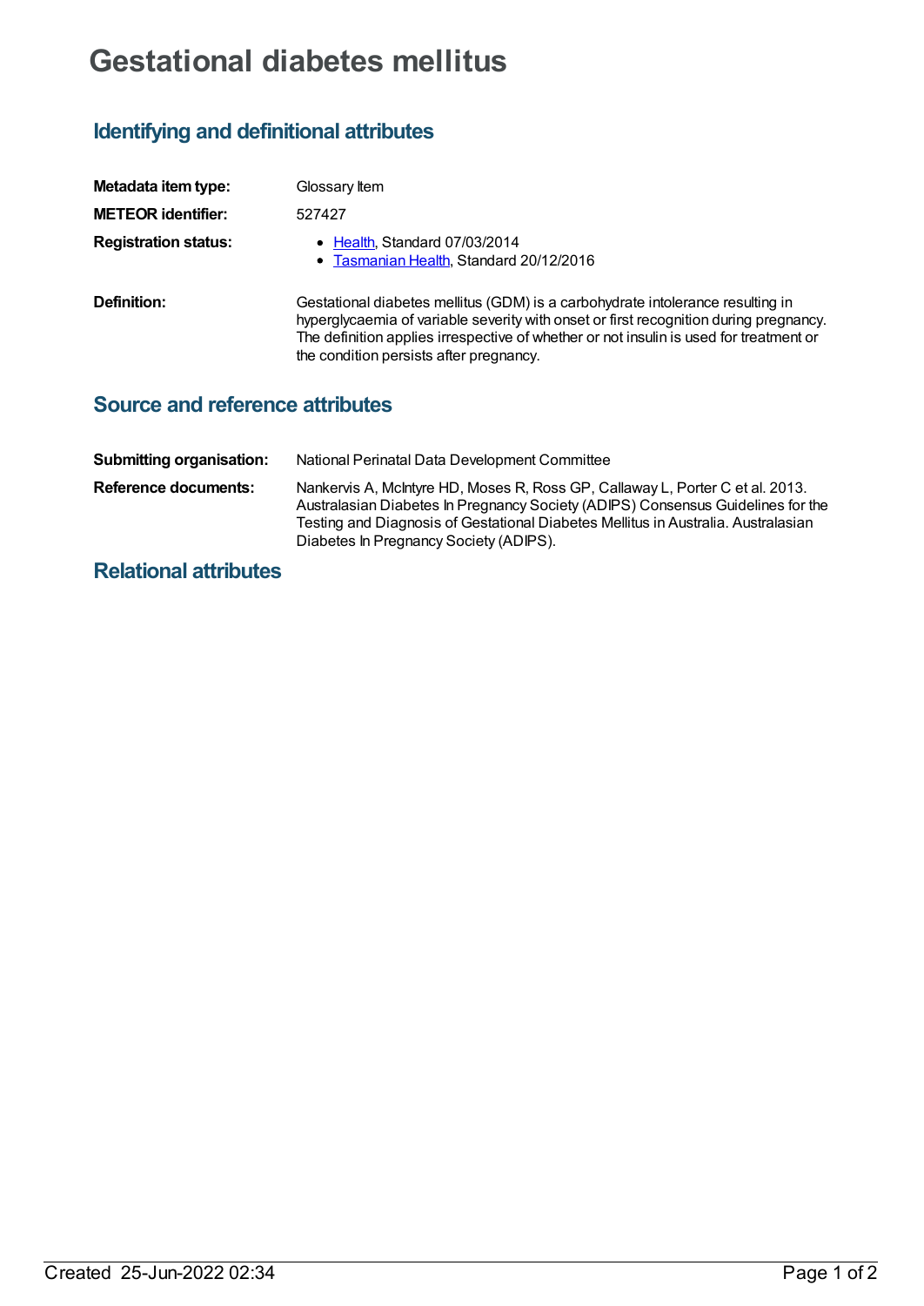# Gestational diabetes mellitus

## Identifying and definitional attributes

| | |
|---|---|
| **Metadata item type:** | Glossary Item |
| **METEOR identifier:** | 527427 |
| **Registration status:** | • Health, Standard 07/03/2014<br>• Tasmanian Health, Standard 20/12/2016 |
| **Definition:** | Gestational diabetes mellitus (GDM) is a carbohydrate intolerance resulting in hyperglycaemia of variable severity with onset or first recognition during pregnancy. The definition applies irrespective of whether or not insulin is used for treatment or the condition persists after pregnancy. |

## Source and reference attributes

| | |
|---|---|
| **Submitting organisation:** | National Perinatal Data Development Committee |
| **Reference documents:** | Nankervis A, McIntyre HD, Moses R, Ross GP, Callaway L, Porter C et al. 2013. Australasian Diabetes In Pregnancy Society (ADIPS) Consensus Guidelines for the Testing and Diagnosis of Gestational Diabetes Mellitus in Australia. Australasian Diabetes In Pregnancy Society (ADIPS). |

## Relational attributes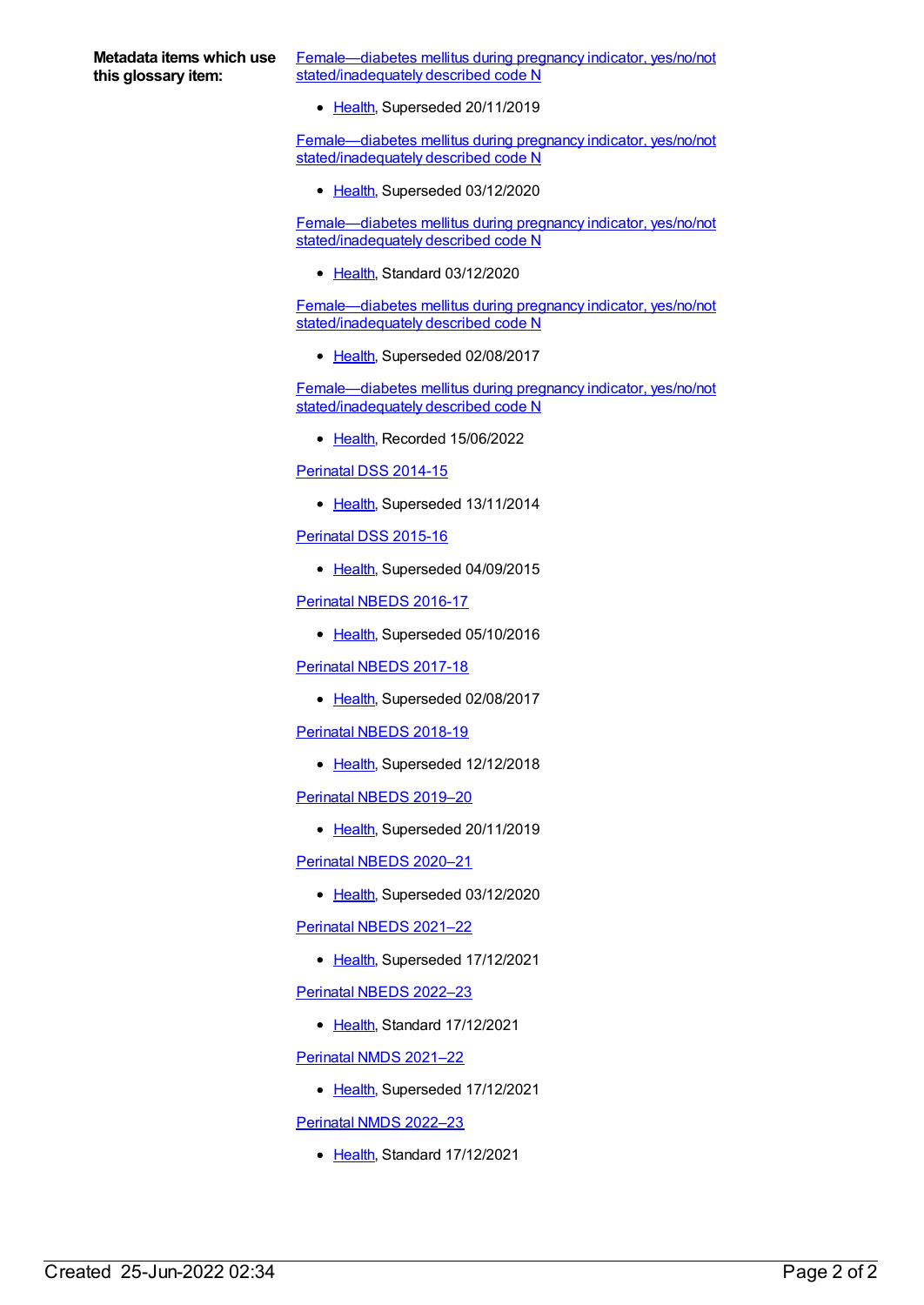**Metadata items which use this glossary item:**

Female—diabetes mellitus during pregnancy indicator, yes/no/not stated/inadequately described code N

- Health, Superseded 20/11/2019

Female—diabetes mellitus during pregnancy indicator, yes/no/not stated/inadequately described code N

- Health, Superseded 03/12/2020

Female—diabetes mellitus during pregnancy indicator, yes/no/not stated/inadequately described code N

- Health, Standard 03/12/2020

Female—diabetes mellitus during pregnancy indicator, yes/no/not stated/inadequately described code N

- Health, Superseded 02/08/2017

Female—diabetes mellitus during pregnancy indicator, yes/no/not stated/inadequately described code N

- Health, Recorded 15/06/2022

Perinatal DSS 2014-15

- Health, Superseded 13/11/2014

Perinatal DSS 2015-16

- Health, Superseded 04/09/2015

Perinatal NBEDS 2016-17

- Health, Superseded 05/10/2016

Perinatal NBEDS 2017-18

- Health, Superseded 02/08/2017

Perinatal NBEDS 2018-19

- Health, Superseded 12/12/2018

Perinatal NBEDS 2019–20

- Health, Superseded 20/11/2019

Perinatal NBEDS 2020–21

- Health, Superseded 03/12/2020

Perinatal NBEDS 2021–22

- Health, Superseded 17/12/2021

Perinatal NBEDS 2022–23

- Health, Standard 17/12/2021

Perinatal NMDS 2021–22

- Health, Superseded 17/12/2021

Perinatal NMDS 2022–23

- Health, Standard 17/12/2021